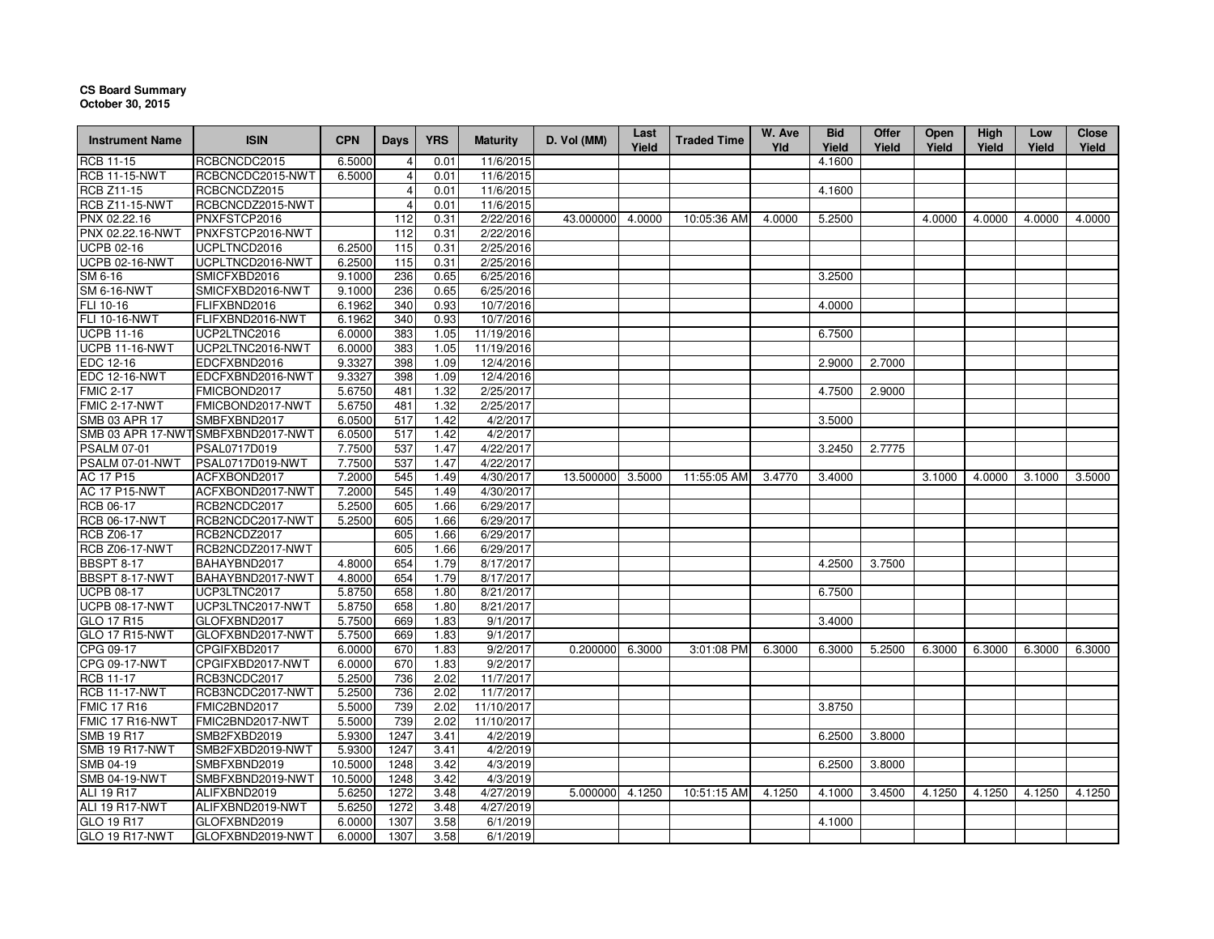**CS Board Summary**
**October 30, 2015**

| Instrument Name | ISIN | CPN | Days | YRS | Maturity | D. Vol (MM) | Last Yield | Traded Time | W. Ave Yld | Bid Yield | Offer Yield | Open Yield | High Yield | Low Yield | Close Yield |
|---|---|---|---|---|---|---|---|---|---|---|---|---|---|---|---|
| RCB 11-15 | RCBCNCDC2015 | 6.5000 | 4 | 0.01 | 11/6/2015 | | | | | 4.1600 | | | | | |
| RCB 11-15-NWT | RCBCNCDC2015-NWT | 6.5000 | 4 | 0.01 | 11/6/2015 | | | | | | | | | | |
| RCB Z11-15 | RCBCNCDZ2015 | | 4 | 0.01 | 11/6/2015 | | | | | 4.1600 | | | | | |
| RCB Z11-15-NWT | RCBCNCDZ2015-NWT | | 4 | 0.01 | 11/6/2015 | | | | | | | | | | |
| PNX 02.22.16 | PNXFSTCP2016 | | 112 | 0.31 | 2/22/2016 | 43.000000 | 4.0000 | 10:05:36 AM | 4.0000 | 5.2500 | | 4.0000 | 4.0000 | 4.0000 | 4.0000 |
| PNX 02.22.16-NWT | PNXFSTCP2016-NWT | | 112 | 0.31 | 2/22/2016 | | | | | | | | | | |
| UCPB 02-16 | UCPLTNCD2016 | 6.2500 | 115 | 0.31 | 2/25/2016 | | | | | | | | | | |
| UCPB 02-16-NWT | UCPLTNCD2016-NWT | 6.2500 | 115 | 0.31 | 2/25/2016 | | | | | | | | | | |
| SM 6-16 | SMICFXBD2016 | 9.1000 | 236 | 0.65 | 6/25/2016 | | | | | 3.2500 | | | | | |
| SM 6-16-NWT | SMICFXBD2016-NWT | 9.1000 | 236 | 0.65 | 6/25/2016 | | | | | | | | | | |
| FLI 10-16 | FLIFXBND2016 | 6.1962 | 340 | 0.93 | 10/7/2016 | | | | | 4.0000 | | | | | |
| FLI 10-16-NWT | FLIFXBND2016-NWT | 6.1962 | 340 | 0.93 | 10/7/2016 | | | | | | | | | | |
| UCPB 11-16 | UCP2LTNC2016 | 6.0000 | 383 | 1.05 | 11/19/2016 | | | | | 6.7500 | | | | | |
| UCPB 11-16-NWT | UCP2LTNC2016-NWT | 6.0000 | 383 | 1.05 | 11/19/2016 | | | | | | | | | | |
| EDC 12-16 | EDCFXBND2016 | 9.3327 | 398 | 1.09 | 12/4/2016 | | | | | 2.9000 | 2.7000 | | | | |
| EDC 12-16-NWT | EDCFXBND2016-NWT | 9.3327 | 398 | 1.09 | 12/4/2016 | | | | | | | | | | |
| FMIC 2-17 | FMICBOND2017 | 5.6750 | 481 | 1.32 | 2/25/2017 | | | | | 4.7500 | 2.9000 | | | | |
| FMIC 2-17-NWT | FMICBOND2017-NWT | 5.6750 | 481 | 1.32 | 2/25/2017 | | | | | | | | | | |
| SMB 03 APR 17 | SMBFXBND2017 | 6.0500 | 517 | 1.42 | 4/2/2017 | | | | | 3.5000 | | | | | |
| SMB 03 APR 17-NWT | SMBFXBND2017-NWT | 6.0500 | 517 | 1.42 | 4/2/2017 | | | | | | | | | | |
| PSALM 07-01 | PSAL0717D019 | 7.7500 | 537 | 1.47 | 4/22/2017 | | | | | 3.2450 | 2.7775 | | | | |
| PSALM 07-01-NWT | PSAL0717D019-NWT | 7.7500 | 537 | 1.47 | 4/22/2017 | | | | | | | | | | |
| AC 17 P15 | ACFXBOND2017 | 7.2000 | 545 | 1.49 | 4/30/2017 | 13.500000 | 3.5000 | 11:55:05 AM | 3.4770 | 3.4000 | | 3.1000 | 4.0000 | 3.1000 | 3.5000 |
| AC 17 P15-NWT | ACFXBOND2017-NWT | 7.2000 | 545 | 1.49 | 4/30/2017 | | | | | | | | | | |
| RCB 06-17 | RCB2NCDC2017 | 5.2500 | 605 | 1.66 | 6/29/2017 | | | | | | | | | | |
| RCB 06-17-NWT | RCB2NCDC2017-NWT | 5.2500 | 605 | 1.66 | 6/29/2017 | | | | | | | | | | |
| RCB Z06-17 | RCB2NCDZ2017 | | 605 | 1.66 | 6/29/2017 | | | | | | | | | | |
| RCB Z06-17-NWT | RCB2NCDZ2017-NWT | | 605 | 1.66 | 6/29/2017 | | | | | | | | | | |
| BBSPT 8-17 | BAHAYBND2017 | 4.8000 | 654 | 1.79 | 8/17/2017 | | | | | 4.2500 | 3.7500 | | | | |
| BBSPT 8-17-NWT | BAHAYBND2017-NWT | 4.8000 | 654 | 1.79 | 8/17/2017 | | | | | | | | | | |
| UCPB 08-17 | UCP3LTNC2017 | 5.8750 | 658 | 1.80 | 8/21/2017 | | | | | 6.7500 | | | | | |
| UCPB 08-17-NWT | UCP3LTNC2017-NWT | 5.8750 | 658 | 1.80 | 8/21/2017 | | | | | | | | | | |
| GLO 17 R15 | GLOFXBND2017 | 5.7500 | 669 | 1.83 | 9/1/2017 | | | | | 3.4000 | | | | | |
| GLO 17 R15-NWT | GLOFXBND2017-NWT | 5.7500 | 669 | 1.83 | 9/1/2017 | | | | | | | | | | |
| CPG 09-17 | CPGIFXBD2017 | 6.0000 | 670 | 1.83 | 9/2/2017 | 0.200000 | 6.3000 | 3:01:08 PM | 6.3000 | 6.3000 | 5.2500 | 6.3000 | 6.3000 | 6.3000 | 6.3000 |
| CPG 09-17-NWT | CPGIFXBD2017-NWT | 6.0000 | 670 | 1.83 | 9/2/2017 | | | | | | | | | | |
| RCB 11-17 | RCB3NCDC2017 | 5.2500 | 736 | 2.02 | 11/7/2017 | | | | | | | | | | |
| RCB 11-17-NWT | RCB3NCDC2017-NWT | 5.2500 | 736 | 2.02 | 11/7/2017 | | | | | | | | | | |
| FMIC 17 R16 | FMIC2BND2017 | 5.5000 | 739 | 2.02 | 11/10/2017 | | | | | 3.8750 | | | | | |
| FMIC 17 R16-NWT | FMIC2BND2017-NWT | 5.5000 | 739 | 2.02 | 11/10/2017 | | | | | | | | | | |
| SMB 19 R17 | SMB2FXBD2019 | 5.9300 | 1247 | 3.41 | 4/2/2019 | | | | | 6.2500 | 3.8000 | | | | |
| SMB 19 R17-NWT | SMB2FXBD2019-NWT | 5.9300 | 1247 | 3.41 | 4/2/2019 | | | | | | | | | | |
| SMB 04-19 | SMBFXBND2019 | 10.5000 | 1248 | 3.42 | 4/3/2019 | | | | | 6.2500 | 3.8000 | | | | |
| SMB 04-19-NWT | SMBFXBND2019-NWT | 10.5000 | 1248 | 3.42 | 4/3/2019 | | | | | | | | | | |
| ALI 19 R17 | ALIFXBND2019 | 5.6250 | 1272 | 3.48 | 4/27/2019 | 5.000000 | 4.1250 | 10:51:15 AM | 4.1250 | 4.1000 | 3.4500 | 4.1250 | 4.1250 | 4.1250 | 4.1250 |
| ALI 19 R17-NWT | ALIFXBND2019-NWT | 5.6250 | 1272 | 3.48 | 4/27/2019 | | | | | | | | | | |
| GLO 19 R17 | GLOFXBND2019 | 6.0000 | 1307 | 3.58 | 6/1/2019 | | | | | 4.1000 | | | | | |
| GLO 19 R17-NWT | GLOFXBND2019-NWT | 6.0000 | 1307 | 3.58 | 6/1/2019 | | | | | | | | | | |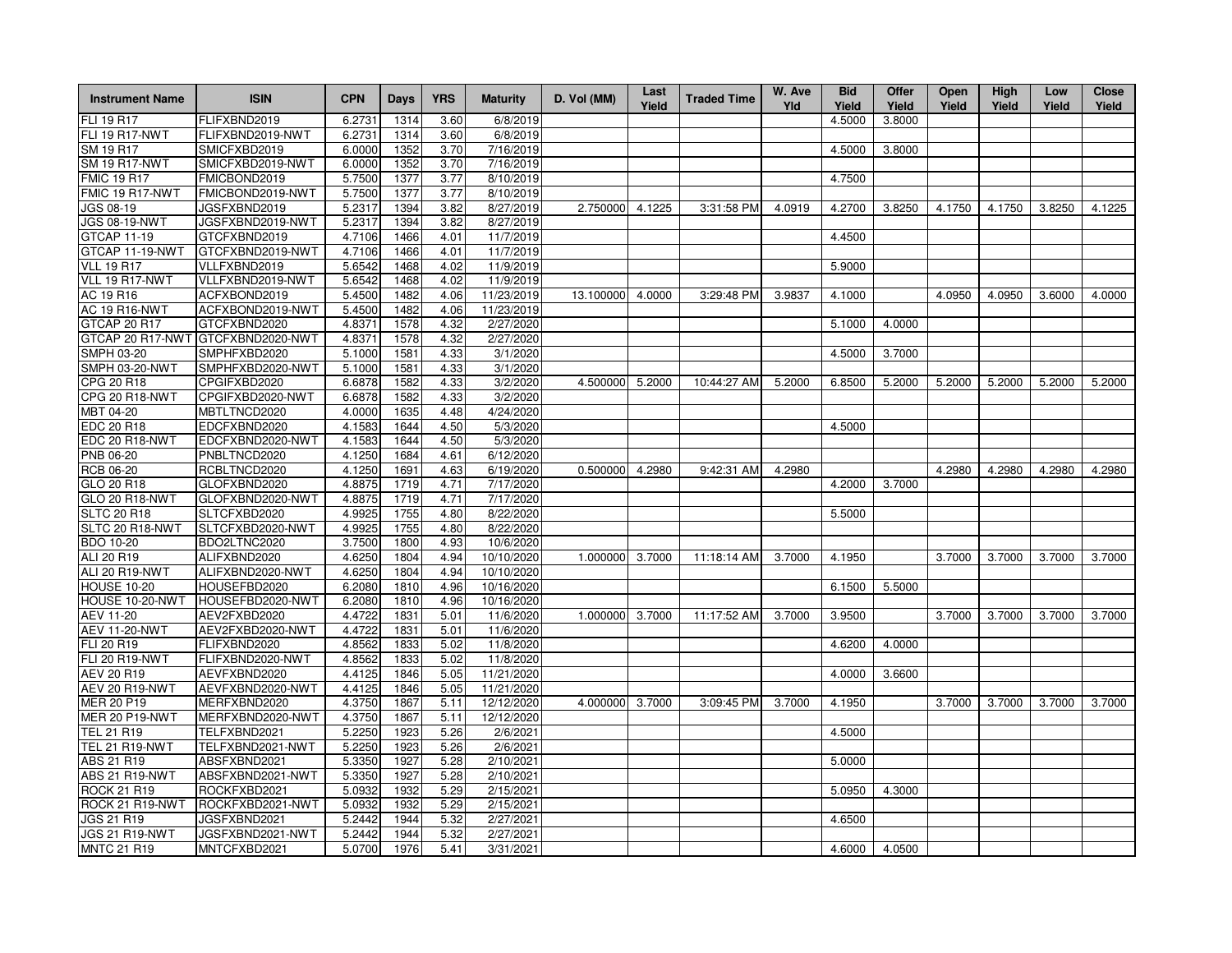| Instrument Name | ISIN | CPN | Days | YRS | Maturity | D. Vol (MM) | Last Yield | Traded Time | W. Ave Yld | Bid Yield | Offer Yield | Open Yield | High Yield | Low Yield | Close Yield |
|---|---|---|---|---|---|---|---|---|---|---|---|---|---|---|---|
| FLI 19 R17 | FLIFXBND2019 | 6.2731 | 1314 | 3.60 | 6/8/2019 | | | | | 4.5000 | 3.8000 | | | | |
| FLI 19 R17-NWT | FLIFXBND2019-NWT | 6.2731 | 1314 | 3.60 | 6/8/2019 | | | | | | | | | | |
| SM 19 R17 | SMICFXBD2019 | 6.0000 | 1352 | 3.70 | 7/16/2019 | | | | | 4.5000 | 3.8000 | | | | |
| SM 19 R17-NWT | SMICFXBD2019-NWT | 6.0000 | 1352 | 3.70 | 7/16/2019 | | | | | | | | | | |
| FMIC 19 R17 | FMICBOND2019 | 5.7500 | 1377 | 3.77 | 8/10/2019 | | | | | 4.7500 | | | | | |
| FMIC 19 R17-NWT | FMICBOND2019-NWT | 5.7500 | 1377 | 3.77 | 8/10/2019 | | | | | | | | | | |
| JGS 08-19 | JGSFXBND2019 | 5.2317 | 1394 | 3.82 | 8/27/2019 | 2.750000 | 4.1225 | 3:31:58 PM | 4.0919 | 4.2700 | 3.8250 | 4.1750 | 4.1750 | 3.8250 | 4.1225 |
| JGS 08-19-NWT | JGSFXBND2019-NWT | 5.2317 | 1394 | 3.82 | 8/27/2019 | | | | | | | | | | |
| GTCAP 11-19 | GTCFXBND2019 | 4.7106 | 1466 | 4.01 | 11/7/2019 | | | | | 4.4500 | | | | | |
| GTCAP 11-19-NWT | GTCFXBND2019-NWT | 4.7106 | 1466 | 4.01 | 11/7/2019 | | | | | | | | | | |
| VLL 19 R17 | VLLFXBND2019 | 5.6542 | 1468 | 4.02 | 11/9/2019 | | | | | 5.9000 | | | | | |
| VLL 19 R17-NWT | VLLFXBND2019-NWT | 5.6542 | 1468 | 4.02 | 11/9/2019 | | | | | | | | | | |
| AC 19 R16 | ACFXBOND2019 | 5.4500 | 1482 | 4.06 | 11/23/2019 | 13.100000 | 4.0000 | 3:29:48 PM | 3.9837 | 4.1000 | | 4.0950 | 4.0950 | 3.6000 | 4.0000 |
| AC 19 R16-NWT | ACFXBOND2019-NWT | 5.4500 | 1482 | 4.06 | 11/23/2019 | | | | | | | | | | |
| GTCAP 20 R17 | GTCFXBND2020 | 4.8371 | 1578 | 4.32 | 2/27/2020 | | | | | 5.1000 | 4.0000 | | | | |
| GTCAP 20 R17-NWT | GTCFXBND2020-NWT | 4.8371 | 1578 | 4.32 | 2/27/2020 | | | | | | | | | | |
| SMPH 03-20 | SMPHFXBD2020 | 5.1000 | 1581 | 4.33 | 3/1/2020 | | | | | 4.5000 | 3.7000 | | | | |
| SMPH 03-20-NWT | SMPHFXBD2020-NWT | 5.1000 | 1581 | 4.33 | 3/1/2020 | | | | | | | | | | |
| CPG 20 R18 | CPGIFXBD2020 | 6.6878 | 1582 | 4.33 | 3/2/2020 | 4.500000 | 5.2000 | 10:44:27 AM | 5.2000 | 6.8500 | 5.2000 | 5.2000 | 5.2000 | 5.2000 | 5.2000 |
| CPG 20 R18-NWT | CPGIFXBD2020-NWT | 6.6878 | 1582 | 4.33 | 3/2/2020 | | | | | | | | | | |
| MBT 04-20 | MBTLTNCD2020 | 4.0000 | 1635 | 4.48 | 4/24/2020 | | | | | | | | | | |
| EDC 20 R18 | EDCFXBND2020 | 4.1583 | 1644 | 4.50 | 5/3/2020 | | | | | 4.5000 | | | | | |
| EDC 20 R18-NWT | EDCFXBND2020-NWT | 4.1583 | 1644 | 4.50 | 5/3/2020 | | | | | | | | | | |
| PNB 06-20 | PNBLTNCD2020 | 4.1250 | 1684 | 4.61 | 6/12/2020 | | | | | | | | | | |
| RCB 06-20 | RCBLTNCD2020 | 4.1250 | 1691 | 4.63 | 6/19/2020 | 0.500000 | 4.2980 | 9:42:31 AM | 4.2980 | | | 4.2980 | 4.2980 | 4.2980 | 4.2980 |
| GLO 20 R18 | GLOFXBND2020 | 4.8875 | 1719 | 4.71 | 7/17/2020 | | | | | 4.2000 | 3.7000 | | | | |
| GLO 20 R18-NWT | GLOFXBND2020-NWT | 4.8875 | 1719 | 4.71 | 7/17/2020 | | | | | | | | | | |
| SLTC 20 R18 | SLTCFXBD2020 | 4.9925 | 1755 | 4.80 | 8/22/2020 | | | | | 5.5000 | | | | | |
| SLTC 20 R18-NWT | SLTCFXBD2020-NWT | 4.9925 | 1755 | 4.80 | 8/22/2020 | | | | | | | | | | |
| BDO 10-20 | BDO2LTNC2020 | 3.7500 | 1800 | 4.93 | 10/6/2020 | | | | | | | | | | |
| ALI 20 R19 | ALIFXBND2020 | 4.6250 | 1804 | 4.94 | 10/10/2020 | 1.000000 | 3.7000 | 11:18:14 AM | 3.7000 | 4.1950 | | 3.7000 | 3.7000 | 3.7000 | 3.7000 |
| ALI 20 R19-NWT | ALIFXBND2020-NWT | 4.6250 | 1804 | 4.94 | 10/10/2020 | | | | | | | | | | |
| HOUSE 10-20 | HOUSEFBD2020 | 6.2080 | 1810 | 4.96 | 10/16/2020 | | | | | 6.1500 | 5.5000 | | | | |
| HOUSE 10-20-NWT | HOUSEFBD2020-NWT | 6.2080 | 1810 | 4.96 | 10/16/2020 | | | | | | | | | | |
| AEV 11-20 | AEV2FXBD2020 | 4.4722 | 1831 | 5.01 | 11/6/2020 | 1.000000 | 3.7000 | 11:17:52 AM | 3.7000 | 3.9500 | | 3.7000 | 3.7000 | 3.7000 | 3.7000 |
| AEV 11-20-NWT | AEV2FXBD2020-NWT | 4.4722 | 1831 | 5.01 | 11/6/2020 | | | | | | | | | | |
| FLI 20 R19 | FLIFXBND2020 | 4.8562 | 1833 | 5.02 | 11/8/2020 | | | | | 4.6200 | 4.0000 | | | | |
| FLI 20 R19-NWT | FLIFXBND2020-NWT | 4.8562 | 1833 | 5.02 | 11/8/2020 | | | | | | | | | | |
| AEV 20 R19 | AEVFXBND2020 | 4.4125 | 1846 | 5.05 | 11/21/2020 | | | | | 4.0000 | 3.6600 | | | | |
| AEV 20 R19-NWT | AEVFXBND2020-NWT | 4.4125 | 1846 | 5.05 | 11/21/2020 | | | | | | | | | | |
| MER 20 P19 | MERFXBND2020 | 4.3750 | 1867 | 5.11 | 12/12/2020 | 4.000000 | 3.7000 | 3:09:45 PM | 3.7000 | 4.1950 | | 3.7000 | 3.7000 | 3.7000 | 3.7000 |
| MER 20 P19-NWT | MERFXBND2020-NWT | 4.3750 | 1867 | 5.11 | 12/12/2020 | | | | | | | | | | |
| TEL 21 R19 | TELFXBND2021 | 5.2250 | 1923 | 5.26 | 2/6/2021 | | | | | 4.5000 | | | | | |
| TEL 21 R19-NWT | TELFXBND2021-NWT | 5.2250 | 1923 | 5.26 | 2/6/2021 | | | | | | | | | | |
| ABS 21 R19 | ABSFXBND2021 | 5.3350 | 1927 | 5.28 | 2/10/2021 | | | | | 5.0000 | | | | | |
| ABS 21 R19-NWT | ABSFXBND2021-NWT | 5.3350 | 1927 | 5.28 | 2/10/2021 | | | | | | | | | | |
| ROCK 21 R19 | ROCKFXBD2021 | 5.0932 | 1932 | 5.29 | 2/15/2021 | | | | | 5.0950 | 4.3000 | | | | |
| ROCK 21 R19-NWT | ROCKFXBD2021-NWT | 5.0932 | 1932 | 5.29 | 2/15/2021 | | | | | | | | | | |
| JGS 21 R19 | JGSFXBND2021 | 5.2442 | 1944 | 5.32 | 2/27/2021 | | | | | 4.6500 | | | | | |
| JGS 21 R19-NWT | JGSFXBND2021-NWT | 5.2442 | 1944 | 5.32 | 2/27/2021 | | | | | | | | | | |
| MNTC 21 R19 | MNTCFXBD2021 | 5.0700 | 1976 | 5.41 | 3/31/2021 | | | | | 4.6000 | 4.0500 | | | | |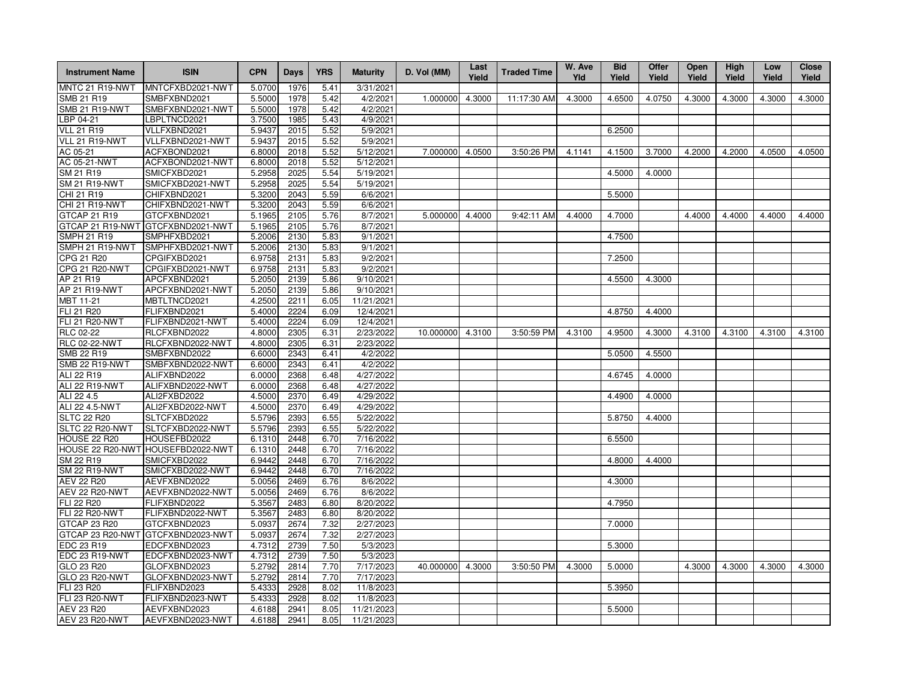| Instrument Name | ISIN | CPN | Days | YRS | Maturity | D. Vol (MM) | Last Yield | Traded Time | W. Ave Yld | Bid Yield | Offer Yield | Open Yield | High Yield | Low Yield | Close Yield |
|---|---|---|---|---|---|---|---|---|---|---|---|---|---|---|---|
| MNTC 21 R19-NWT | MNTCFXBD2021-NWT | 5.0700 | 1976 | 5.41 | 3/31/2021 | | | | | | | | | | |
| SMB 21 R19 | SMBFXBND2021 | 5.5000 | 1978 | 5.42 | 4/2/2021 | 1.000000 | 4.3000 | 11:17:30 AM | 4.3000 | 4.6500 | 4.0750 | 4.3000 | 4.3000 | 4.3000 | 4.3000 |
| SMB 21 R19-NWT | SMBFXBND2021-NWT | 5.5000 | 1978 | 5.42 | 4/2/2021 | | | | | | | | | | |
| LBP 04-21 | LBPLTNCD2021 | 3.7500 | 1985 | 5.43 | 4/9/2021 | | | | | | | | | | |
| VLL 21 R19 | VLLFXBND2021 | 5.9437 | 2015 | 5.52 | 5/9/2021 | | | | | 6.2500 | | | | | |
| VLL 21 R19-NWT | VLLFXBND2021-NWT | 5.9437 | 2015 | 5.52 | 5/9/2021 | | | | | | | | | | |
| AC 05-21 | ACFXBOND2021 | 6.8000 | 2018 | 5.52 | 5/12/2021 | 7.000000 | 4.0500 | 3:50:26 PM | 4.1141 | 4.1500 | 3.7000 | 4.2000 | 4.2000 | 4.0500 | 4.0500 |
| AC 05-21-NWT | ACFXBOND2021-NWT | 6.8000 | 2018 | 5.52 | 5/12/2021 | | | | | | | | | | |
| SM 21 R19 | SMICFXBD2021 | 5.2958 | 2025 | 5.54 | 5/19/2021 | | | | | 4.5000 | 4.0000 | | | | |
| SM 21 R19-NWT | SMICFXBD2021-NWT | 5.2958 | 2025 | 5.54 | 5/19/2021 | | | | | | | | | | |
| CHI 21 R19 | CHIFXBND2021 | 5.3200 | 2043 | 5.59 | 6/6/2021 | | | | | 5.5000 | | | | | |
| CHI 21 R19-NWT | CHIFXBND2021-NWT | 5.3200 | 2043 | 5.59 | 6/6/2021 | | | | | | | | | | |
| GTCAP 21 R19 | GTCFXBND2021 | 5.1965 | 2105 | 5.76 | 8/7/2021 | 5.000000 | 4.4000 | 9:42:11 AM | 4.4000 | 4.7000 | | 4.4000 | 4.4000 | 4.4000 | 4.4000 |
| GTCAP 21 R19-NWT | GTCFXBND2021-NWT | 5.1965 | 2105 | 5.76 | 8/7/2021 | | | | | | | | | | |
| SMPH 21 R19 | SMPHFXBD2021 | 5.2006 | 2130 | 5.83 | 9/1/2021 | | | | | 4.7500 | | | | | |
| SMPH 21 R19-NWT | SMPHFXBD2021-NWT | 5.2006 | 2130 | 5.83 | 9/1/2021 | | | | | | | | | | |
| CPG 21 R20 | CPGIFXBD2021 | 6.9758 | 2131 | 5.83 | 9/2/2021 | | | | | 7.2500 | | | | | |
| CPG 21 R20-NWT | CPGIFXBD2021-NWT | 6.9758 | 2131 | 5.83 | 9/2/2021 | | | | | | | | | | |
| AP 21 R19 | APCFXBND2021 | 5.2050 | 2139 | 5.86 | 9/10/2021 | | | | | 4.5500 | 4.3000 | | | | |
| AP 21 R19-NWT | APCFXBND2021-NWT | 5.2050 | 2139 | 5.86 | 9/10/2021 | | | | | | | | | | |
| MBT 11-21 | MBTLTNCD2021 | 4.2500 | 2211 | 6.05 | 11/21/2021 | | | | | | | | | | |
| FLI 21 R20 | FLIFXBND2021 | 5.4000 | 2224 | 6.09 | 12/4/2021 | | | | | 4.8750 | 4.4000 | | | | |
| FLI 21 R20-NWT | FLIFXBND2021-NWT | 5.4000 | 2224 | 6.09 | 12/4/2021 | | | | | | | | | | |
| RLC 02-22 | RLCFXBND2022 | 4.8000 | 2305 | 6.31 | 2/23/2022 | 10.000000 | 4.3100 | 3:50:59 PM | 4.3100 | 4.9500 | 4.3000 | 4.3100 | 4.3100 | 4.3100 | 4.3100 |
| RLC 02-22-NWT | RLCFXBND2022-NWT | 4.8000 | 2305 | 6.31 | 2/23/2022 | | | | | | | | | | |
| SMB 22 R19 | SMBFXBND2022 | 6.6000 | 2343 | 6.41 | 4/2/2022 | | | | | 5.0500 | 4.5500 | | | | |
| SMB 22 R19-NWT | SMBFXBND2022-NWT | 6.6000 | 2343 | 6.41 | 4/2/2022 | | | | | | | | | | |
| ALI 22 R19 | ALIFXBND2022 | 6.0000 | 2368 | 6.48 | 4/27/2022 | | | | | 4.6745 | 4.0000 | | | | |
| ALI 22 R19-NWT | ALIFXBND2022-NWT | 6.0000 | 2368 | 6.48 | 4/27/2022 | | | | | | | | | | |
| ALI 22 4.5 | ALI2FXBD2022 | 4.5000 | 2370 | 6.49 | 4/29/2022 | | | | | 4.4900 | 4.0000 | | | | |
| ALI 22 4.5-NWT | ALI2FXBD2022-NWT | 4.5000 | 2370 | 6.49 | 4/29/2022 | | | | | | | | | | |
| SLTC 22 R20 | SLTCFXBD2022 | 5.5796 | 2393 | 6.55 | 5/22/2022 | | | | | 5.8750 | 4.4000 | | | | |
| SLTC 22 R20-NWT | SLTCFXBD2022-NWT | 5.5796 | 2393 | 6.55 | 5/22/2022 | | | | | | | | | | |
| HOUSE 22 R20 | HOUSEFBD2022 | 6.1310 | 2448 | 6.70 | 7/16/2022 | | | | | 6.5500 | | | | | |
| HOUSE 22 R20-NWT | HOUSEFBD2022-NWT | 6.1310 | 2448 | 6.70 | 7/16/2022 | | | | | | | | | | |
| SM 22 R19 | SMICFXBD2022 | 6.9442 | 2448 | 6.70 | 7/16/2022 | | | | | 4.8000 | 4.4000 | | | | |
| SM 22 R19-NWT | SMICFXBD2022-NWT | 6.9442 | 2448 | 6.70 | 7/16/2022 | | | | | | | | | | |
| AEV 22 R20 | AEVFXBND2022 | 5.0056 | 2469 | 6.76 | 8/6/2022 | | | | | 4.3000 | | | | | |
| AEV 22 R20-NWT | AEVFXBND2022-NWT | 5.0056 | 2469 | 6.76 | 8/6/2022 | | | | | | | | | | |
| FLI 22 R20 | FLIFXBND2022 | 5.3567 | 2483 | 6.80 | 8/20/2022 | | | | | 4.7950 | | | | | |
| FLI 22 R20-NWT | FLIFXBND2022-NWT | 5.3567 | 2483 | 6.80 | 8/20/2022 | | | | | | | | | | |
| GTCAP 23 R20 | GTCFXBND2023 | 5.0937 | 2674 | 7.32 | 2/27/2023 | | | | | 7.0000 | | | | | |
| GTCAP 23 R20-NWT | GTCFXBND2023-NWT | 5.0937 | 2674 | 7.32 | 2/27/2023 | | | | | | | | | | |
| EDC 23 R19 | EDCFXBND2023 | 4.7312 | 2739 | 7.50 | 5/3/2023 | | | | | 5.3000 | | | | | |
| EDC 23 R19-NWT | EDCFXBND2023-NWT | 4.7312 | 2739 | 7.50 | 5/3/2023 | | | | | | | | | | |
| GLO 23 R20 | GLOFXBND2023 | 5.2792 | 2814 | 7.70 | 7/17/2023 | 40.000000 | 4.3000 | 3:50:50 PM | 4.3000 | 5.0000 | | 4.3000 | 4.3000 | 4.3000 | 4.3000 |
| GLO 23 R20-NWT | GLOFXBND2023-NWT | 5.2792 | 2814 | 7.70 | 7/17/2023 | | | | | | | | | | |
| FLI 23 R20 | FLIFXBND2023 | 5.4333 | 2928 | 8.02 | 11/8/2023 | | | | | 5.3950 | | | | | |
| FLI 23 R20-NWT | FLIFXBND2023-NWT | 5.4333 | 2928 | 8.02 | 11/8/2023 | | | | | | | | | | |
| AEV 23 R20 | AEVFXBND2023 | 4.6188 | 2941 | 8.05 | 11/21/2023 | | | | | 5.5000 | | | | | |
| AEV 23 R20-NWT | AEVFXBND2023-NWT | 4.6188 | 2941 | 8.05 | 11/21/2023 | | | | | | | | | | |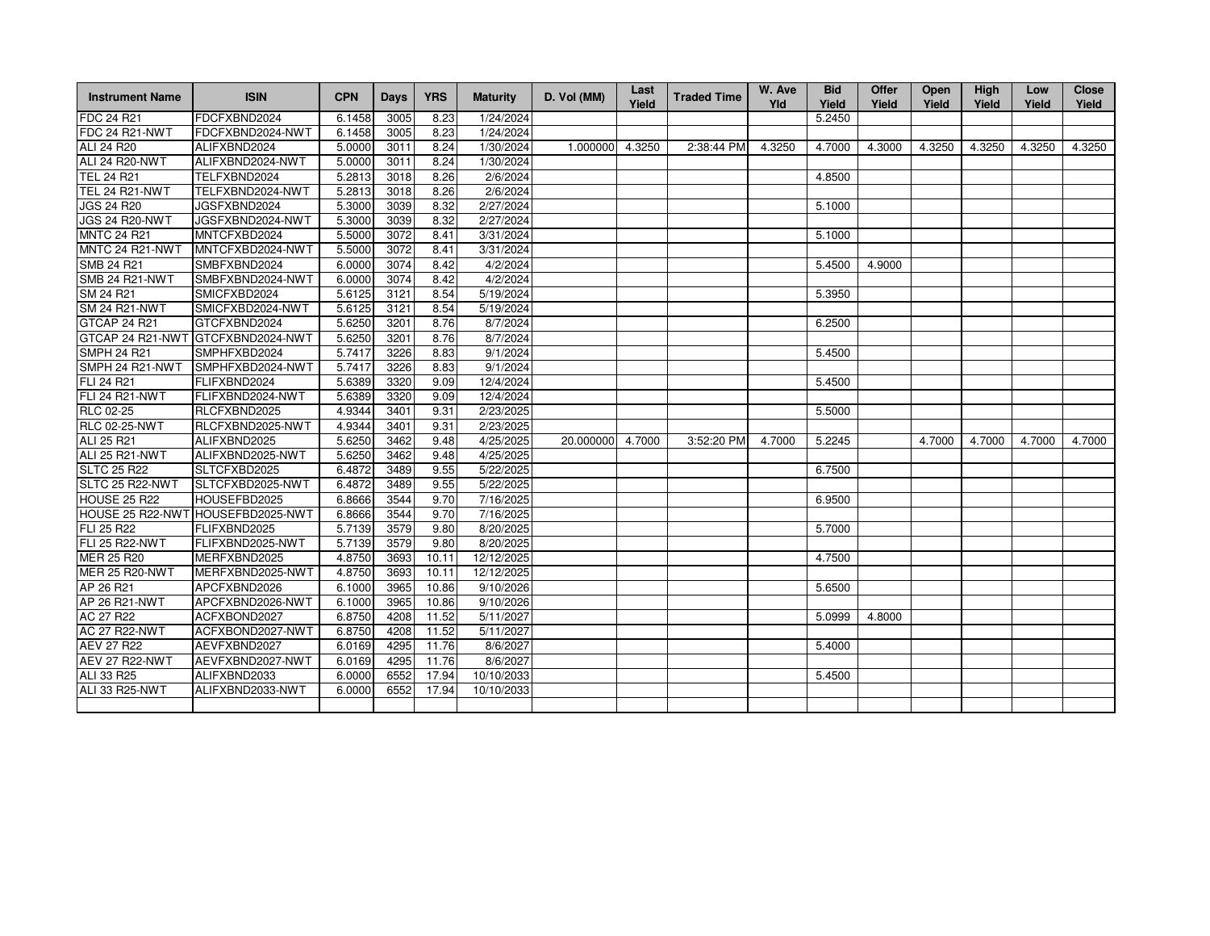| Instrument Name | ISIN | CPN | Days | YRS | Maturity | D. Vol (MM) | Last Yield | Traded Time | W. Ave Yld | Bid Yield | Offer Yield | Open Yield | High Yield | Low Yield | Close Yield |
|---|---|---|---|---|---|---|---|---|---|---|---|---|---|---|---|
| FDC 24 R21 | FDCFXBND2024 | 6.1458 | 3005 | 8.23 | 1/24/2024 | | | | | 5.2450 | | | | | |
| FDC 24 R21-NWT | FDCFXBND2024-NWT | 6.1458 | 3005 | 8.23 | 1/24/2024 | | | | | | | | | | |
| ALI 24 R20 | ALIFXBND2024 | 5.0000 | 3011 | 8.24 | 1/30/2024 | 1.000000 | 4.3250 | 2:38:44 PM | 4.3250 | 4.7000 | 4.3000 | 4.3250 | 4.3250 | 4.3250 | 4.3250 |
| ALI 24 R20-NWT | ALIFXBND2024-NWT | 5.0000 | 3011 | 8.24 | 1/30/2024 | | | | | | | | | | |
| TEL 24 R21 | TELFXBND2024 | 5.2813 | 3018 | 8.26 | 2/6/2024 | | | | | 4.8500 | | | | | |
| TEL 24 R21-NWT | TELFXBND2024-NWT | 5.2813 | 3018 | 8.26 | 2/6/2024 | | | | | | | | | | |
| JGS 24 R20 | JGSFXBND2024 | 5.3000 | 3039 | 8.32 | 2/27/2024 | | | | | 5.1000 | | | | | |
| JGS 24 R20-NWT | JGSFXBND2024-NWT | 5.3000 | 3039 | 8.32 | 2/27/2024 | | | | | | | | | | |
| MNTC 24 R21 | MNTCFXBD2024 | 5.5000 | 3072 | 8.41 | 3/31/2024 | | | | | 5.1000 | | | | | |
| MNTC 24 R21-NWT | MNTCFXBD2024-NWT | 5.5000 | 3072 | 8.41 | 3/31/2024 | | | | | | | | | | |
| SMB 24 R21 | SMBFXBND2024 | 6.0000 | 3074 | 8.42 | 4/2/2024 | | | | | 5.4500 | 4.9000 | | | | |
| SMB 24 R21-NWT | SMBFXBND2024-NWT | 6.0000 | 3074 | 8.42 | 4/2/2024 | | | | | | | | | | |
| SM 24 R21 | SMICFXBD2024 | 5.6125 | 3121 | 8.54 | 5/19/2024 | | | | | 5.3950 | | | | | |
| SM 24 R21-NWT | SMICFXBD2024-NWT | 5.6125 | 3121 | 8.54 | 5/19/2024 | | | | | | | | | | |
| GTCAP 24 R21 | GTCFXBND2024 | 5.6250 | 3201 | 8.76 | 8/7/2024 | | | | | 6.2500 | | | | | |
| GTCAP 24 R21-NWT | GTCFXBND2024-NWT | 5.6250 | 3201 | 8.76 | 8/7/2024 | | | | | | | | | | |
| SMPH 24 R21 | SMPHFXBD2024 | 5.7417 | 3226 | 8.83 | 9/1/2024 | | | | | 5.4500 | | | | | |
| SMPH 24 R21-NWT | SMPHFXBD2024-NWT | 5.7417 | 3226 | 8.83 | 9/1/2024 | | | | | | | | | | |
| FLI 24 R21 | FLIFXBND2024 | 5.6389 | 3320 | 9.09 | 12/4/2024 | | | | | 5.4500 | | | | | |
| FLI 24 R21-NWT | FLIFXBND2024-NWT | 5.6389 | 3320 | 9.09 | 12/4/2024 | | | | | | | | | | |
| RLC 02-25 | RLCFXBND2025 | 4.9344 | 3401 | 9.31 | 2/23/2025 | | | | | 5.5000 | | | | | |
| RLC 02-25-NWT | RLCFXBND2025-NWT | 4.9344 | 3401 | 9.31 | 2/23/2025 | | | | | | | | | | |
| ALI 25 R21 | ALIFXBND2025 | 5.6250 | 3462 | 9.48 | 4/25/2025 | 20.000000 | 4.7000 | 3:52:20 PM | 4.7000 | 5.2245 | | 4.7000 | 4.7000 | 4.7000 | 4.7000 |
| ALI 25 R21-NWT | ALIFXBND2025-NWT | 5.6250 | 3462 | 9.48 | 4/25/2025 | | | | | | | | | | |
| SLTC 25 R22 | SLTCFXBD2025 | 6.4872 | 3489 | 9.55 | 5/22/2025 | | | | | 6.7500 | | | | | |
| SLTC 25 R22-NWT | SLTCFXBD2025-NWT | 6.4872 | 3489 | 9.55 | 5/22/2025 | | | | | | | | | | |
| HOUSE 25 R22 | HOUSEFBD2025 | 6.8666 | 3544 | 9.70 | 7/16/2025 | | | | | 6.9500 | | | | | |
| HOUSE 25 R22-NWT | HOUSEFBD2025-NWT | 6.8666 | 3544 | 9.70 | 7/16/2025 | | | | | | | | | | |
| FLI 25 R22 | FLIFXBND2025 | 5.7139 | 3579 | 9.80 | 8/20/2025 | | | | | 5.7000 | | | | | |
| FLI 25 R22-NWT | FLIFXBND2025-NWT | 5.7139 | 3579 | 9.80 | 8/20/2025 | | | | | | | | | | |
| MER 25 R20 | MERFXBND2025 | 4.8750 | 3693 | 10.11 | 12/12/2025 | | | | | 4.7500 | | | | | |
| MER 25 R20-NWT | MERFXBND2025-NWT | 4.8750 | 3693 | 10.11 | 12/12/2025 | | | | | | | | | | |
| AP 26 R21 | APCFXBND2026 | 6.1000 | 3965 | 10.86 | 9/10/2026 | | | | | 5.6500 | | | | | |
| AP 26 R21-NWT | APCFXBND2026-NWT | 6.1000 | 3965 | 10.86 | 9/10/2026 | | | | | | | | | | |
| AC 27 R22 | ACFXBOND2027 | 6.8750 | 4208 | 11.52 | 5/11/2027 | | | | | 5.0999 | 4.8000 | | | | |
| AC 27 R22-NWT | ACFXBOND2027-NWT | 6.8750 | 4208 | 11.52 | 5/11/2027 | | | | | | | | | | |
| AEV 27 R22 | AEVFXBND2027 | 6.0169 | 4295 | 11.76 | 8/6/2027 | | | | | 5.4000 | | | | | |
| AEV 27 R22-NWT | AEVFXBND2027-NWT | 6.0169 | 4295 | 11.76 | 8/6/2027 | | | | | | | | | | |
| ALI 33 R25 | ALIFXBND2033 | 6.0000 | 6552 | 17.94 | 10/10/2033 | | | | | 5.4500 | | | | | |
| ALI 33 R25-NWT | ALIFXBND2033-NWT | 6.0000 | 6552 | 17.94 | 10/10/2033 | | | | | | | | | | |